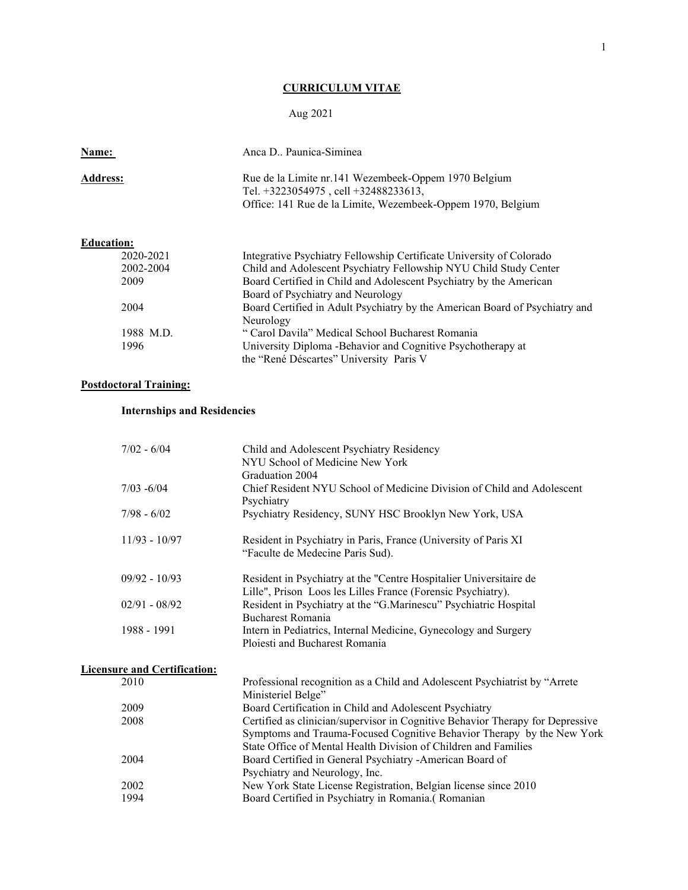# CURRICULUM VITAE

Aug 2021

**Name:** Anca D.. Paunica-Siminea

**Address:** Rue de la Limite nr.141 Wezembeek-Oppem 1970 Belgium
Tel. +3223054975 , cell +32488233613,
Office: 141 Rue de la Limite, Wezembeek-Oppem 1970, Belgium

## Education:

| | |
|---|---|
| 2020-2021 | Integrative Psychiatry Fellowship Certificate University of Colorado |
| 2002-2004 | Child and Adolescent Psychiatry Fellowship NYU Child Study Center |
| 2009 | Board Certified in Child and Adolescent Psychiatry by the American Board of Psychiatry and Neurology |
| 2004 | Board Certified in Adult Psychiatry by the American Board of Psychiatry and Neurology |
| 1988 M.D. | " Carol Davila" Medical School Bucharest Romania |
| 1996 | University Diploma -Behavior and Cognitive Psychotherapy at the "René Déscartes" University Paris V |

## Postdoctoral Training:

### Internships and Residencies

| | |
|---|---|
| 7/02 - 6/04 | Child and Adolescent Psychiatry Residency<br>NYU School of Medicine New York<br>Graduation 2004 |
| 7/03 -6/04 | Chief Resident NYU School of Medicine Division of Child and Adolescent Psychiatry |
| 7/98 - 6/02 | Psychiatry Residency, SUNY HSC Brooklyn New York, USA |
| 11/93 - 10/97 | Resident in Psychiatry in Paris, France (University of Paris XI "Faculte de Medecine Paris Sud). |
| 09/92 - 10/93 | Resident in Psychiatry at the "Centre Hospitalier Universitaire de Lille", Prison Loos les Lilles France (Forensic Psychiatry). |
| 02/91 - 08/92 | Resident in Psychiatry at the "G.Marinescu" Psychiatric Hospital Bucharest Romania |
| 1988 - 1991 | Intern in Pediatrics, Internal Medicine, Gynecology and Surgery Ploiesti and Bucharest Romania |

## Licensure and Certification:

| | |
|---|---|
| 2010 | Professional recognition as a Child and Adolescent Psychiatrist by "Arrete Ministeriel Belge" |
| 2009 | Board Certification in Child and Adolescent Psychiatry |
| 2008 | Certified as clinician/supervisor in Cognitive Behavior Therapy for Depressive Symptoms and Trauma-Focused Cognitive Behavior Therapy by the New York State Office of Mental Health Division of Children and Families |
| 2004 | Board Certified in General Psychiatry -American Board of Psychiatry and Neurology, Inc. |
| 2002 | New York State License Registration, Belgian license since 2010 |
| 1994 | Board Certified in Psychiatry in Romania.( Romanian |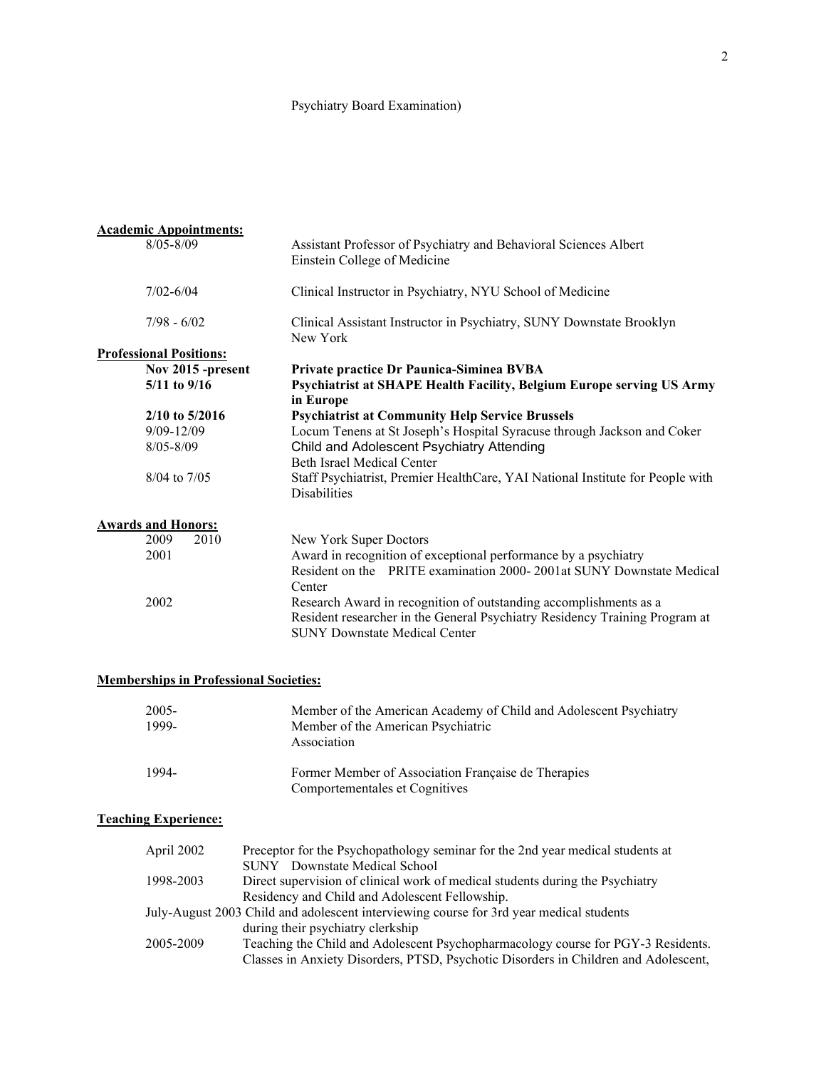Psychiatry Board Examination)

**Academic Appointments:**

| | |
|---|---|
| 8/05-8/09 | Assistant Professor of Psychiatry and Behavioral Sciences Albert Einstein College of Medicine |
| 7/02-6/04 | Clinical Instructor in Psychiatry, NYU School of Medicine |
| 7/98 - 6/02 | Clinical Assistant Instructor in Psychiatry, SUNY Downstate Brooklyn New York |

**Professional Positions:**

| | |
|---|---|
| **Nov 2015 -present** | **Private practice Dr Paunica-Siminea BVBA** |
| **5/11 to 9/16** | **Psychiatrist at SHAPE Health Facility, Belgium Europe serving US Army in Europe** |
| **2/10 to 5/2016** | **Psychiatrist at Community Help Service Brussels** |
| 9/09-12/09 | Locum Tenens at St Joseph's Hospital Syracuse through Jackson and Coker |
| 8/05-8/09 | Child and Adolescent Psychiatry Attending Beth Israel Medical Center |
| 8/04 to 7/05 | Staff Psychiatrist, Premier HealthCare, YAI National Institute for People with Disabilities |

**Awards and Honors:**

| | |
|---|---|
| 2009 2010 | New York Super Doctors |
| 2001 | Award in recognition of exceptional performance by a psychiatry Resident on the PRITE examination 2000- 2001at SUNY Downstate Medical Center |
| 2002 | Research Award in recognition of outstanding accomplishments as a Resident researcher in the General Psychiatry Residency Training Program at SUNY Downstate Medical Center |

**Memberships in Professional Societies:**

| | |
|---|---|
| 2005- | Member of the American Academy of Child and Adolescent Psychiatry |
| 1999- | Member of the American Psychiatric Association |
| 1994- | Former Member of Association Française de Therapies Comportementales et Cognitives |

**Teaching Experience:**

| | |
|---|---|
| April 2002 | Preceptor for the Psychopathology seminar for the 2nd year medical students at SUNY Downstate Medical School |
| 1998-2003 | Direct supervision of clinical work of medical students during the Psychiatry Residency and Child and Adolescent Fellowship. |
| July-August 2003 | Child and adolescent interviewing course for 3rd year medical students during their psychiatry clerkship |
| 2005-2009 | Teaching the Child and Adolescent Psychopharmacology course for PGY-3 Residents. Classes in Anxiety Disorders, PTSD, Psychotic Disorders in Children and Adolescent, |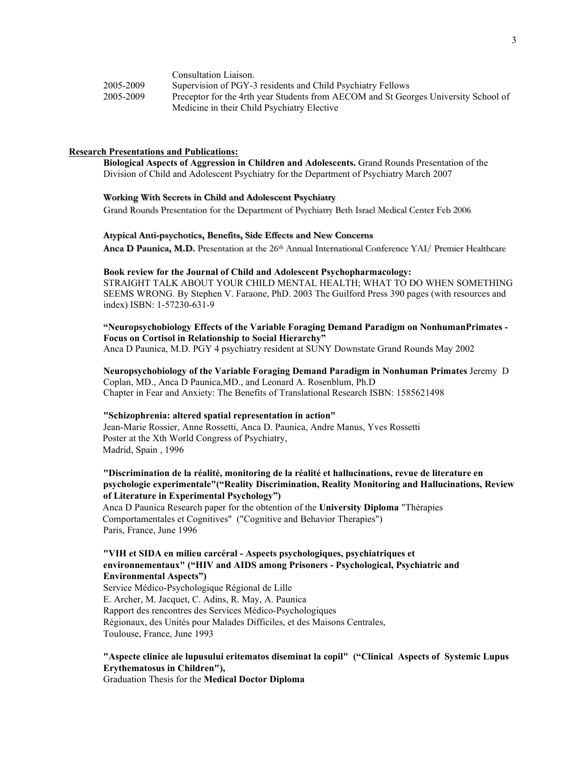Consultation Liaison.

2005-2009 Supervision of PGY-3 residents and Child Psychiatry Fellows

2005-2009 Preceptor for the 4rth year Students from AECOM and St Georges University School of Medicine in their Child Psychiatry Elective

## Research Presentations and Publications:

**Biological Aspects of Aggression in Children and Adolescents.** Grand Rounds Presentation of the Division of Child and Adolescent Psychiatry for the Department of Psychiatry March 2007

**Working With Secrets in Child and Adolescent Psychiatry**
Grand Rounds Presentation for the Department of Psychiatry Beth Israel Medical Center Feb 2006

**Atypical Anti-psychotics, Benefits, Side Effects and New Concerns**
**Anca D Paunica, M.D.** Presentation at the 26th Annual International Conference YAI/ Premier Healthcare

**Book review for the Journal of Child and Adolescent Psychopharmacology:**
STRAIGHT TALK ABOUT YOUR CHILD MENTAL HEALTH; WHAT TO DO WHEN SOMETHING SEEMS WRONG. By Stephen V. Faraone, PhD. 2003 The Guilford Press 390 pages (with resources and index) ISBN: 1-57230-631-9

**"Neuropsychobiology Effects of the Variable Foraging Demand Paradigm on NonhumanPrimates - Focus on Cortisol in Relationship to Social Hierarchy"**
Anca D Paunica, M.D. PGY 4 psychiatry resident at SUNY Downstate Grand Rounds May 2002

**Neuropsychobiology of the Variable Foraging Demand Paradigm in Nonhuman Primates** Jeremy D Coplan, MD., Anca D Paunica,MD., and Leonard A. Rosenblum, Ph.D
Chapter in Fear and Anxiety: The Benefits of Translational Research ISBN: 1585621498

**"Schizophrenia: altered spatial representation in action"**
Jean-Marie Rossier, Anne Rossetti, Anca D. Paunica, Andre Manus, Yves Rossetti
Poster at the Xth World Congress of Psychiatry,
Madrid, Spain , 1996

**"Discrimination de la réalité, monitoring de la réalité et hallucinations, revue de literature en psychologie experimentale"("Reality Discrimination, Reality Monitoring and Hallucinations, Review of Literature in Experimental Psychology")**
Anca D Paunica Research paper for the obtention of the **University Diploma** "Thérapies Comportamentales et Cognitives" ("Cognitive and Behavior Therapies")
Paris, France, June 1996

**"VIH et SIDA en milieu carcéral - Aspects psychologiques, psychiatriques et environnementaux" ("HIV and AIDS among Prisoners - Psychological, Psychiatric and Environmental Aspects")**
Service Médico-Psychologique Régional de Lille
E. Archer, M. Jacquet, C. Adins, R. May, A. Paunica
Rapport des rencontres des Services Médico-Psychologiques
Régionaux, des Unités pour Malades Difficiles, et des Maisons Centrales,
Toulouse, France, June 1993

**"Aspecte clinice ale lupusului eritematos diseminat la copil" ("Clinical Aspects of Systemic Lupus Erythematosus in Children"),**
Graduation Thesis for the **Medical Doctor Diploma**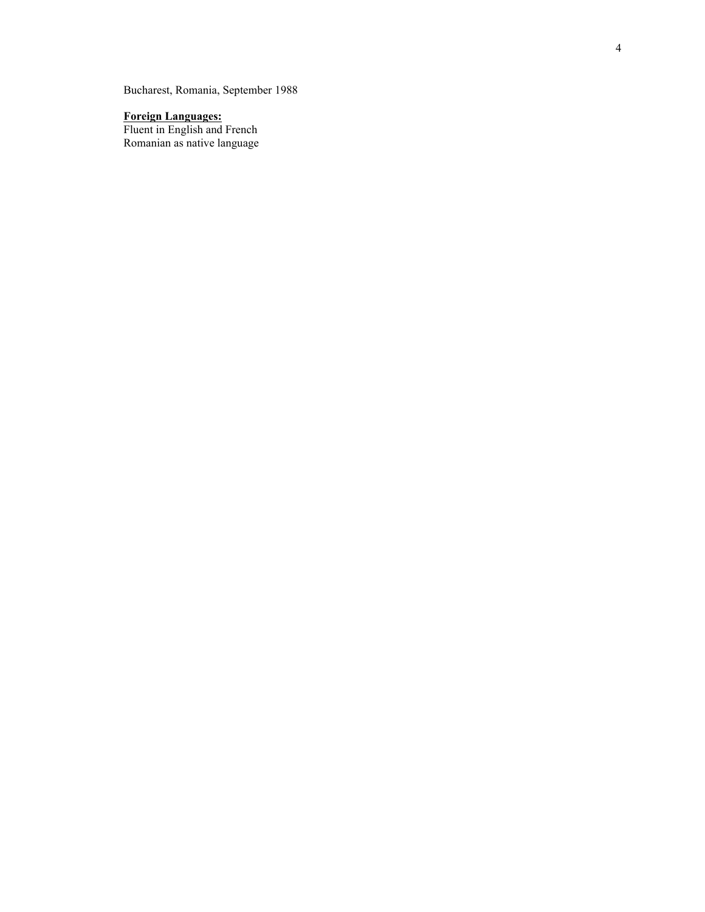Bucharest, Romania, September 1988

**Foreign Languages:**

Fluent in English and French
Romanian as native language